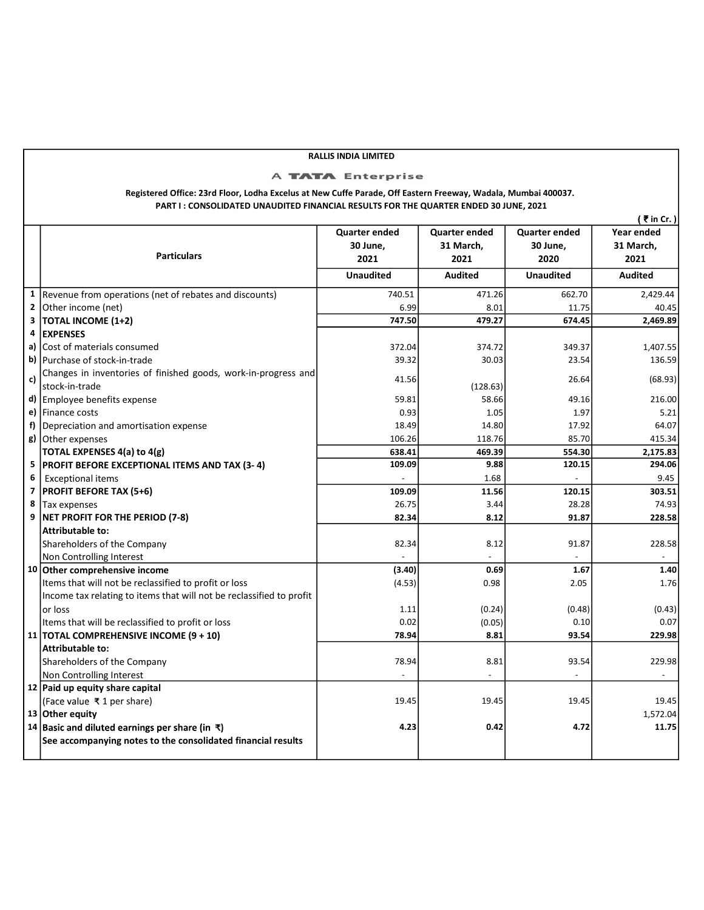**RALLIS INDIA LIMITED**

A TATA Enterprise

**Registered Office: 23rd Floor, Lodha Excelus at New Cuffe Parade, Off Eastern Freeway, Wadala, Mumbai 400037.**

**PART I : CONSOLIDATED UNAUDITED FINANCIAL RESULTS FOR THE QUARTER ENDED 30 JUNE, 2021**

( ₹ in Cr. )

| | Particulars | Quarter ended 30 June, 2021 | Quarter ended 31 March, 2021 | Quarter ended 30 June, 2020 | Year ended 31 March, 2021 |
|---|---|---|---|---|---|
| | | **Unaudited** | **Audited** | **Unaudited** | **Audited** |
| 1 | Revenue from operations (net of rebates and discounts) | 740.51 | 471.26 | 662.70 | 2,429.44 |
| 2 | Other income (net) | 6.99 | 8.01 | 11.75 | 40.45 |
| 3 | **TOTAL INCOME (1+2)** | **747.50** | **479.27** | **674.45** | **2,469.89** |
| 4 | **EXPENSES** | | | | |
| a) | Cost of materials consumed | 372.04 | 374.72 | 349.37 | 1,407.55 |
| b) | Purchase of stock-in-trade | 39.32 | 30.03 | 23.54 | 136.59 |
| c) | Changes in inventories of finished goods, work-in-progress and stock-in-trade | 41.56 | (128.63) | 26.64 | (68.93) |
| d) | Employee benefits expense | 59.81 | 58.66 | 49.16 | 216.00 |
| e) | Finance costs | 0.93 | 1.05 | 1.97 | 5.21 |
| f) | Depreciation and amortisation expense | 18.49 | 14.80 | 17.92 | 64.07 |
| g) | Other expenses | 106.26 | 118.76 | 85.70 | 415.34 |
| | **TOTAL EXPENSES 4(a) to 4(g)** | **638.41** | **469.39** | **554.30** | **2,175.83** |
| 5 | **PROFIT BEFORE EXCEPTIONAL ITEMS AND TAX (3- 4)** | **109.09** | **9.88** | **120.15** | **294.06** |
| 6 | Exceptional items | - | 1.68 | - | 9.45 |
| 7 | **PROFIT BEFORE TAX (5+6)** | **109.09** | **11.56** | **120.15** | **303.51** |
| 8 | Tax expenses | 26.75 | 3.44 | 28.28 | 74.93 |
| 9 | **NET PROFIT FOR THE PERIOD (7-8)** | **82.34** | **8.12** | **91.87** | **228.58** |
| | **Attributable to:** | | | | |
| | Shareholders of the Company | 82.34 | 8.12 | 91.87 | 228.58 |
| | Non Controlling Interest | - | - | - | - |
| 10 | **Other comprehensive income** | **(3.40)** | **0.69** | **1.67** | **1.40** |
| | Items that will not be reclassified to profit or loss | (4.53) | 0.98 | 2.05 | 1.76 |
| | Income tax relating to items that will not be reclassified to profit or loss | 1.11 | (0.24) | (0.48) | (0.43) |
| | Items that will be reclassified to profit or loss | 0.02 | (0.05) | 0.10 | 0.07 |
| 11 | **TOTAL COMPREHENSIVE INCOME (9 + 10)** | **78.94** | **8.81** | **93.54** | **229.98** |
| | **Attributable to:** | | | | |
| | Shareholders of the Company | 78.94 | 8.81 | 93.54 | 229.98 |
| | Non Controlling Interest | - | - | - | - |
| 12 | **Paid up equity share capital** (Face value ₹ 1 per share) | 19.45 | 19.45 | 19.45 | 19.45 |
| 13 | **Other equity** | | | | 1,572.04 |
| 14 | **Basic and diluted earnings per share (in ₹)** | **4.23** | **0.42** | **4.72** | **11.75** |
| | **See accompanying notes to the consolidated financial results** | | | | |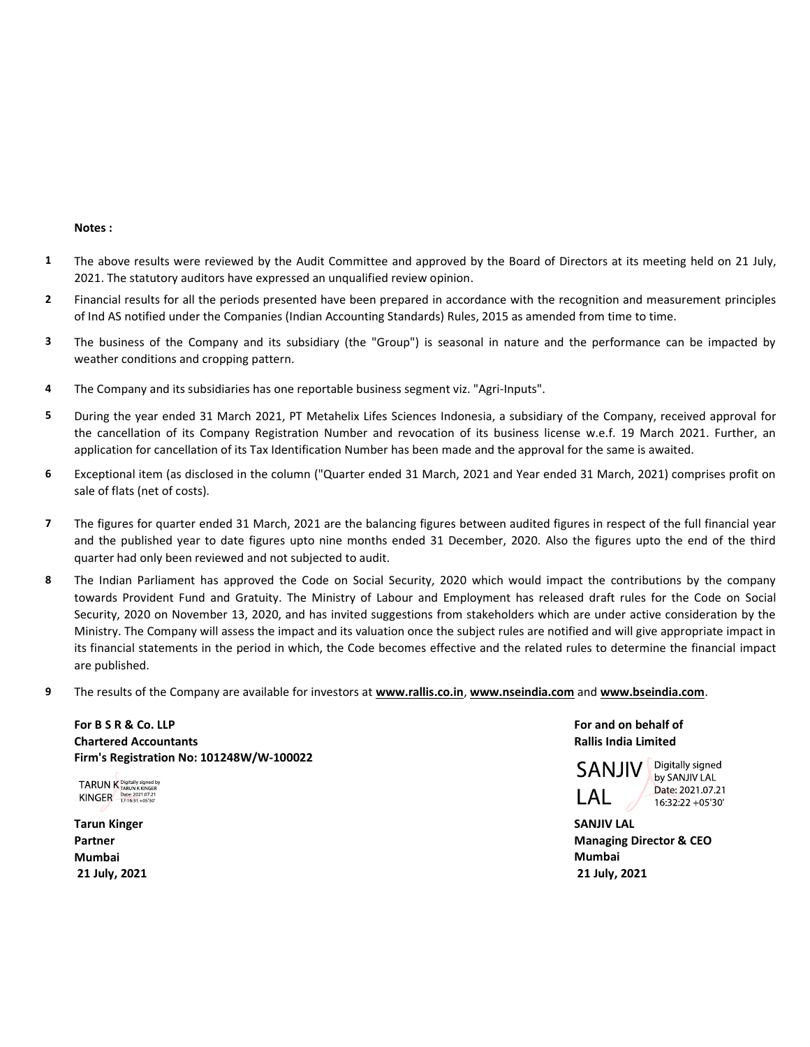**Notes :**

1. The above results were reviewed by the Audit Committee and approved by the Board of Directors at its meeting held on 21 July, 2021. The statutory auditors have expressed an unqualified review opinion.

2. Financial results for all the periods presented have been prepared in accordance with the recognition and measurement principles of Ind AS notified under the Companies (Indian Accounting Standards) Rules, 2015 as amended from time to time.

3. The business of the Company and its subsidiary (the "Group") is seasonal in nature and the performance can be impacted by weather conditions and cropping pattern.

4. The Company and its subsidiaries has one reportable business segment viz. "Agri-Inputs".

5. During the year ended 31 March 2021, PT Metahelix Lifes Sciences Indonesia, a subsidiary of the Company, received approval for the cancellation of its Company Registration Number and revocation of its business license w.e.f. 19 March 2021. Further, an application for cancellation of its Tax Identification Number has been made and the approval for the same is awaited.

6. Exceptional item (as disclosed in the column ("Quarter ended 31 March, 2021 and Year ended 31 March, 2021) comprises profit on sale of flats (net of costs).

7. The figures for quarter ended 31 March, 2021 are the balancing figures between audited figures in respect of the full financial year and the published year to date figures upto nine months ended 31 December, 2020. Also the figures upto the end of the third quarter had only been reviewed and not subjected to audit.

8. The Indian Parliament has approved the Code on Social Security, 2020 which would impact the contributions by the company towards Provident Fund and Gratuity. The Ministry of Labour and Employment has released draft rules for the Code on Social Security, 2020 on November 13, 2020, and has invited suggestions from stakeholders which are under active consideration by the Ministry. The Company will assess the impact and its valuation once the subject rules are notified and will give appropriate impact in its financial statements in the period in which, the Code becomes effective and the related rules to determine the financial impact are published.

9. The results of the Company are available for investors at **www.rallis.co.in**, **www.nseindia.com** and **www.bseindia.com**.

**For B S R & Co. LLP**
**Chartered Accountants**
**Firm's Registration No: 101248W/W-100022**

TARUN K KINGER Digitally signed by TARUN K KINGER Date: 2021.07.21 17:16:31 +05'30'

**Tarun Kinger**
**Partner**
**Mumbai**
**21 July, 2021**

**For and on behalf of**
**Rallis India Limited**

SANJIV LAL Digitally signed by SANJIV LAL Date: 2021.07.21 16:32:22 +05'30'

**SANJIV LAL**
**Managing Director & CEO**
**Mumbai**
**21 July, 2021**